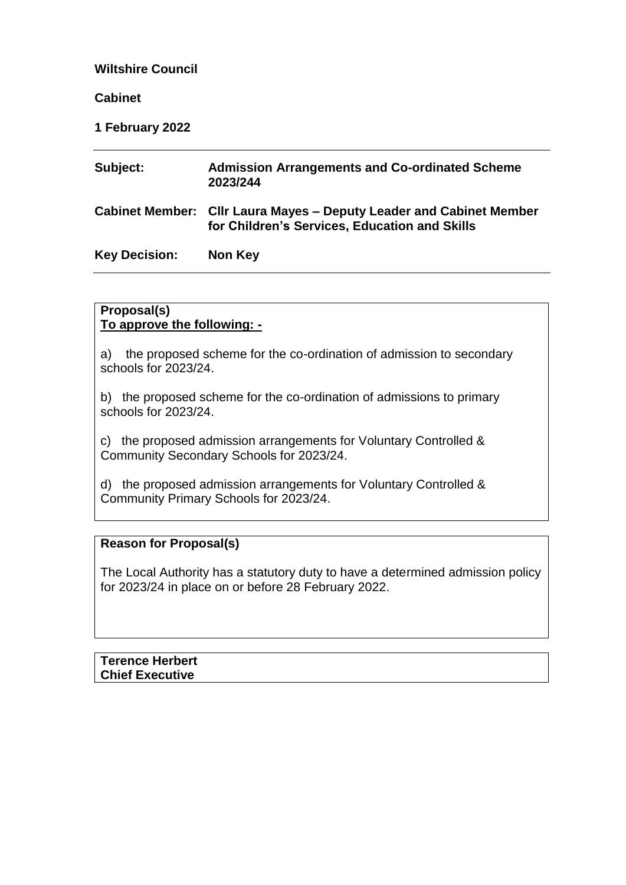**Wiltshire Council**

**Cabinet**

**1 February 2022**

---

| | |
|---|---|
| **Subject:** | **Admission Arrangements and Co-ordinated Scheme 2023/244** |
| **Cabinet Member:** | **Cllr Laura Mayes – Deputy Leader and Cabinet Member for Children's Services, Education and Skills** |
| **Key Decision:** | **Non Key** |

---

**Proposal(s)**
**To approve the following: -**

a) the proposed scheme for the co-ordination of admission to secondary schools for 2023/24.

b) the proposed scheme for the co-ordination of admissions to primary schools for 2023/24.

c) the proposed admission arrangements for Voluntary Controlled & Community Secondary Schools for 2023/24.

d) the proposed admission arrangements for Voluntary Controlled & Community Primary Schools for 2023/24.

**Reason for Proposal(s)**

The Local Authority has a statutory duty to have a determined admission policy for 2023/24 in place on or before 28 February 2022.

**Terence Herbert**
**Chief Executive**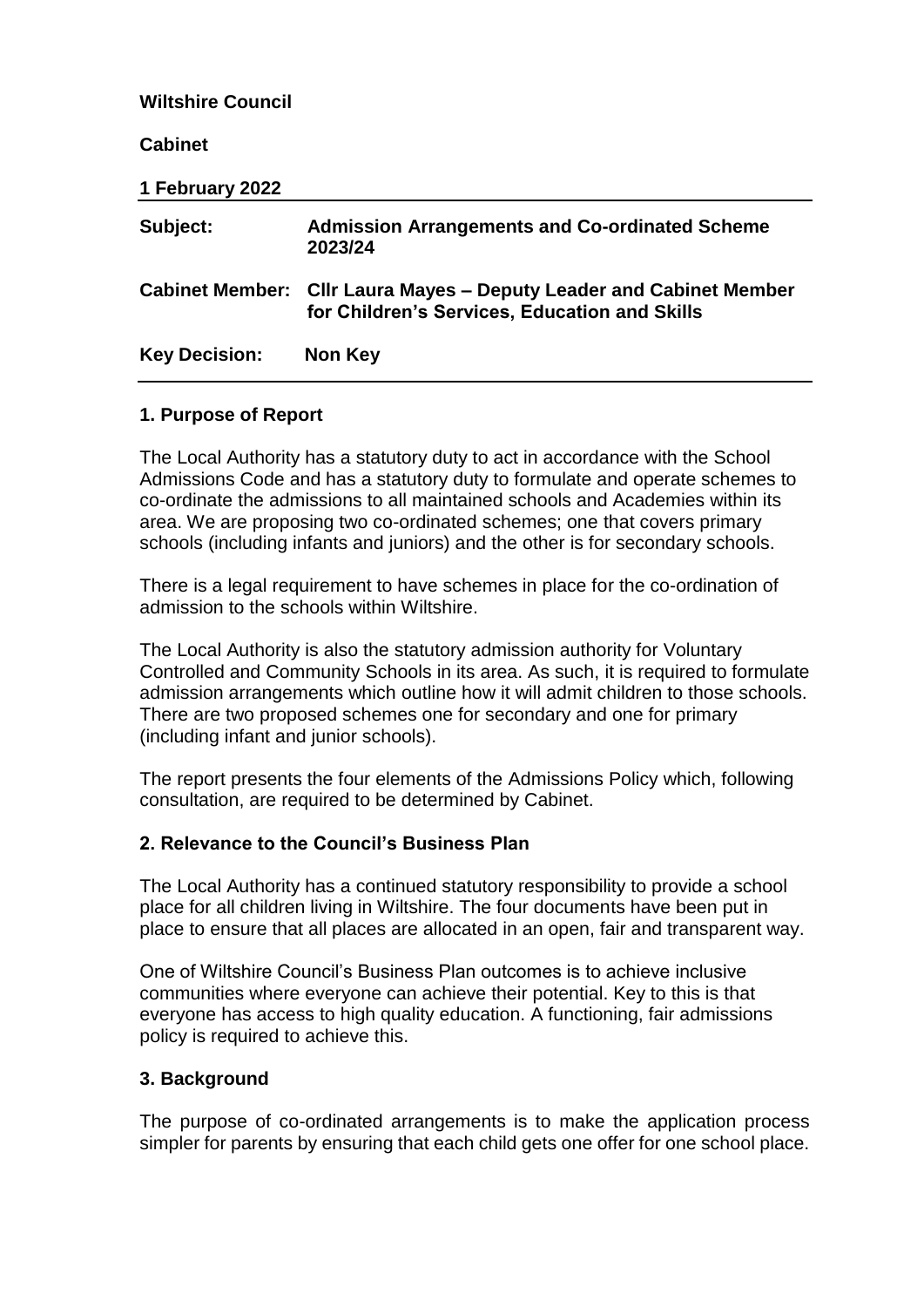**Wiltshire Council**

**Cabinet**

**1 February 2022**

| | |
|---|---|
| **Subject:** | **Admission Arrangements and Co-ordinated Scheme 2023/24** |
| **Cabinet Member:** | **Cllr Laura Mayes – Deputy Leader and Cabinet Member for Children's Services, Education and Skills** |
| **Key Decision:** | **Non Key** |

## 1. Purpose of Report

The Local Authority has a statutory duty to act in accordance with the School Admissions Code and has a statutory duty to formulate and operate schemes to co-ordinate the admissions to all maintained schools and Academies within its area. We are proposing two co-ordinated schemes; one that covers primary schools (including infants and juniors) and the other is for secondary schools.

There is a legal requirement to have schemes in place for the co-ordination of admission to the schools within Wiltshire.

The Local Authority is also the statutory admission authority for Voluntary Controlled and Community Schools in its area. As such, it is required to formulate admission arrangements which outline how it will admit children to those schools. There are two proposed schemes one for secondary and one for primary (including infant and junior schools).

The report presents the four elements of the Admissions Policy which, following consultation, are required to be determined by Cabinet.

## 2. Relevance to the Council's Business Plan

The Local Authority has a continued statutory responsibility to provide a school place for all children living in Wiltshire. The four documents have been put in place to ensure that all places are allocated in an open, fair and transparent way.

One of Wiltshire Council's Business Plan outcomes is to achieve inclusive communities where everyone can achieve their potential. Key to this is that everyone has access to high quality education. A functioning, fair admissions policy is required to achieve this.

## 3. Background

The purpose of co-ordinated arrangements is to make the application process simpler for parents by ensuring that each child gets one offer for one school place.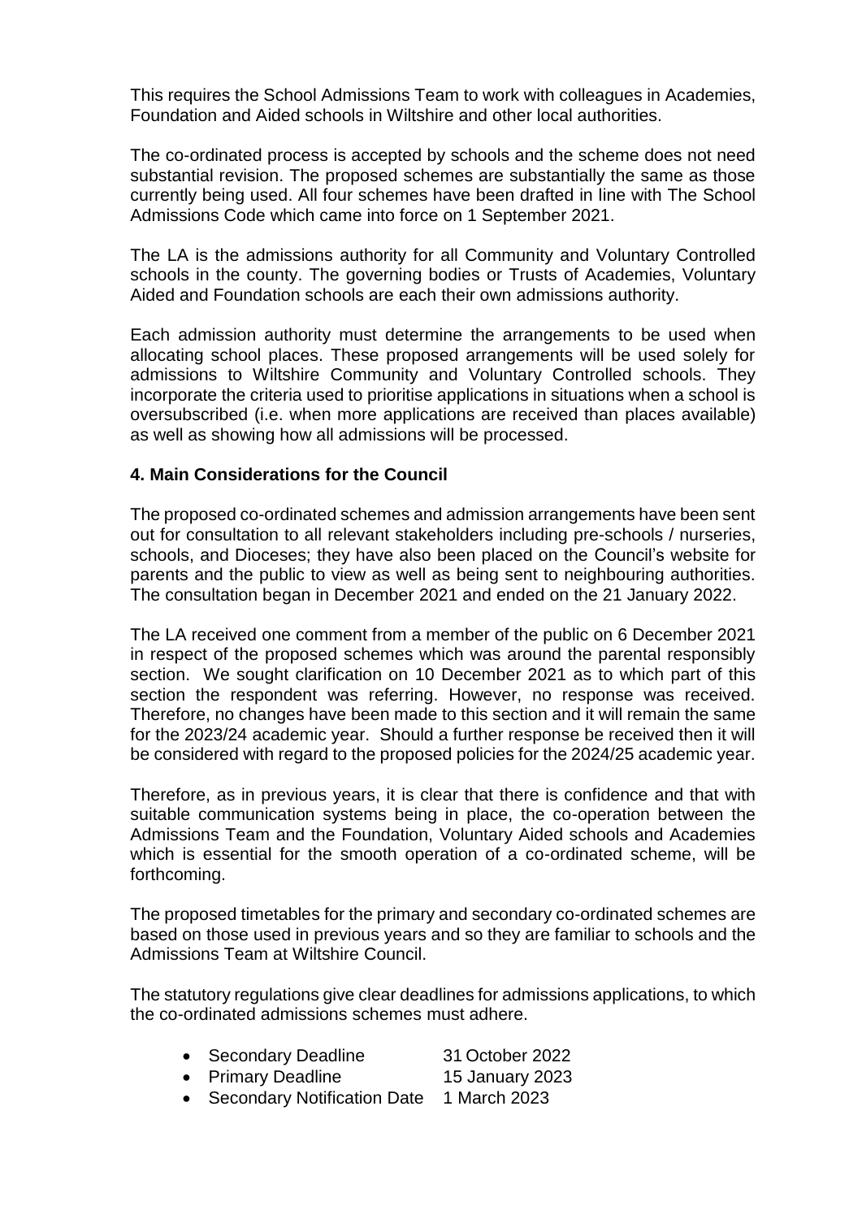This requires the School Admissions Team to work with colleagues in Academies, Foundation and Aided schools in Wiltshire and other local authorities.

The co-ordinated process is accepted by schools and the scheme does not need substantial revision. The proposed schemes are substantially the same as those currently being used. All four schemes have been drafted in line with The School Admissions Code which came into force on 1 September 2021.

The LA is the admissions authority for all Community and Voluntary Controlled schools in the county. The governing bodies or Trusts of Academies, Voluntary Aided and Foundation schools are each their own admissions authority.

Each admission authority must determine the arrangements to be used when allocating school places. These proposed arrangements will be used solely for admissions to Wiltshire Community and Voluntary Controlled schools. They incorporate the criteria used to prioritise applications in situations when a school is oversubscribed (i.e. when more applications are received than places available) as well as showing how all admissions will be processed.

## 4. Main Considerations for the Council

The proposed co-ordinated schemes and admission arrangements have been sent out for consultation to all relevant stakeholders including pre-schools / nurseries, schools, and Dioceses; they have also been placed on the Council's website for parents and the public to view as well as being sent to neighbouring authorities. The consultation began in December 2021 and ended on the 21 January 2022.

The LA received one comment from a member of the public on 6 December 2021 in respect of the proposed schemes which was around the parental responsibly section. We sought clarification on 10 December 2021 as to which part of this section the respondent was referring. However, no response was received. Therefore, no changes have been made to this section and it will remain the same for the 2023/24 academic year. Should a further response be received then it will be considered with regard to the proposed policies for the 2024/25 academic year.

Therefore, as in previous years, it is clear that there is confidence and that with suitable communication systems being in place, the co-operation between the Admissions Team and the Foundation, Voluntary Aided schools and Academies which is essential for the smooth operation of a co-ordinated scheme, will be forthcoming.

The proposed timetables for the primary and secondary co-ordinated schemes are based on those used in previous years and so they are familiar to schools and the Admissions Team at Wiltshire Council.

The statutory regulations give clear deadlines for admissions applications, to which the co-ordinated admissions schemes must adhere.

- Secondary Deadline 31 October 2022
- Primary Deadline 15 January 2023
- Secondary Notification Date 1 March 2023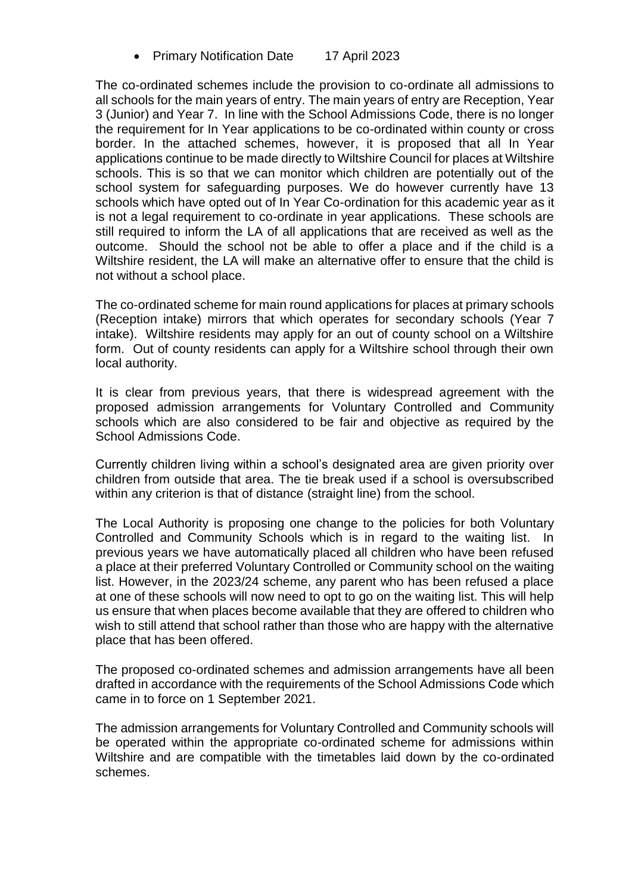- Primary Notification Date 17 April 2023

The co-ordinated schemes include the provision to co-ordinate all admissions to all schools for the main years of entry. The main years of entry are Reception, Year 3 (Junior) and Year 7. In line with the School Admissions Code, there is no longer the requirement for In Year applications to be co-ordinated within county or cross border. In the attached schemes, however, it is proposed that all In Year applications continue to be made directly to Wiltshire Council for places at Wiltshire schools. This is so that we can monitor which children are potentially out of the school system for safeguarding purposes. We do however currently have 13 schools which have opted out of In Year Co-ordination for this academic year as it is not a legal requirement to co-ordinate in year applications. These schools are still required to inform the LA of all applications that are received as well as the outcome. Should the school not be able to offer a place and if the child is a Wiltshire resident, the LA will make an alternative offer to ensure that the child is not without a school place.

The co-ordinated scheme for main round applications for places at primary schools (Reception intake) mirrors that which operates for secondary schools (Year 7 intake). Wiltshire residents may apply for an out of county school on a Wiltshire form. Out of county residents can apply for a Wiltshire school through their own local authority.

It is clear from previous years, that there is widespread agreement with the proposed admission arrangements for Voluntary Controlled and Community schools which are also considered to be fair and objective as required by the School Admissions Code.

Currently children living within a school's designated area are given priority over children from outside that area. The tie break used if a school is oversubscribed within any criterion is that of distance (straight line) from the school.

The Local Authority is proposing one change to the policies for both Voluntary Controlled and Community Schools which is in regard to the waiting list. In previous years we have automatically placed all children who have been refused a place at their preferred Voluntary Controlled or Community school on the waiting list. However, in the 2023/24 scheme, any parent who has been refused a place at one of these schools will now need to opt to go on the waiting list. This will help us ensure that when places become available that they are offered to children who wish to still attend that school rather than those who are happy with the alternative place that has been offered.

The proposed co-ordinated schemes and admission arrangements have all been drafted in accordance with the requirements of the School Admissions Code which came in to force on 1 September 2021.

The admission arrangements for Voluntary Controlled and Community schools will be operated within the appropriate co-ordinated scheme for admissions within Wiltshire and are compatible with the timetables laid down by the co-ordinated schemes.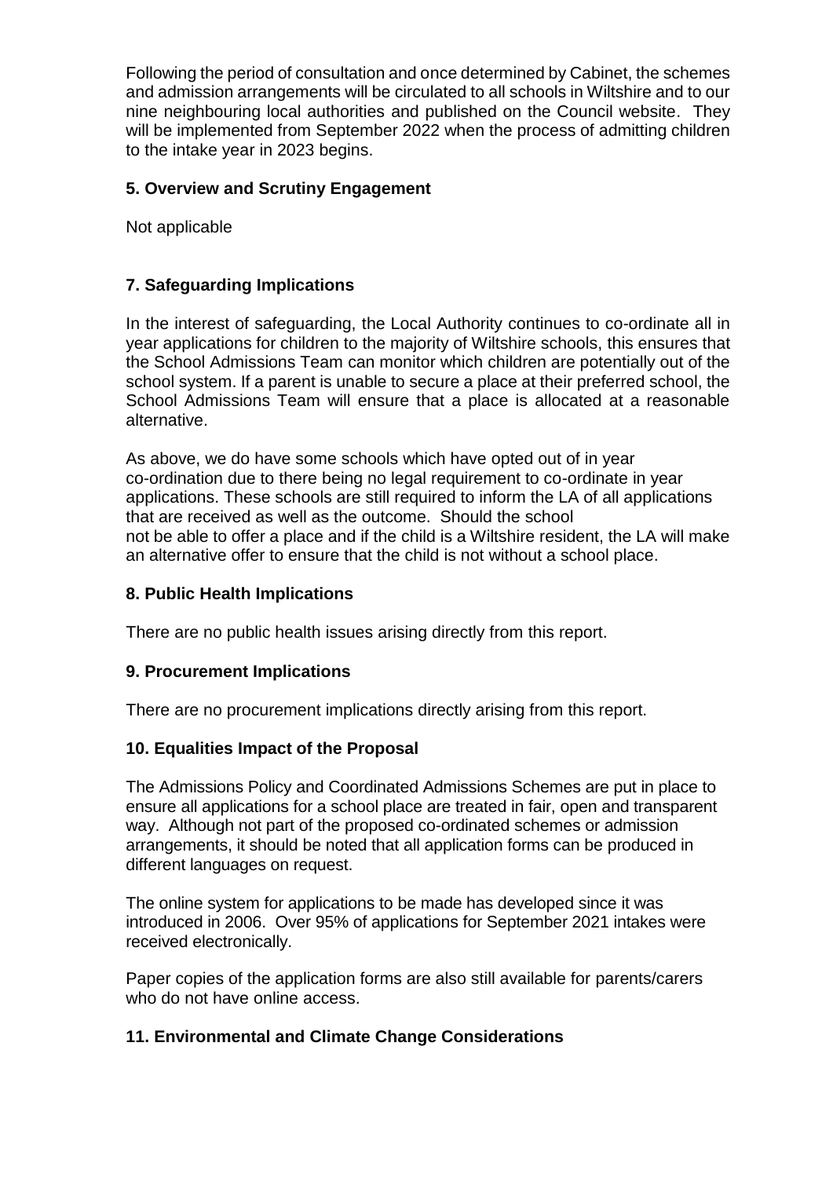Following the period of consultation and once determined by Cabinet, the schemes and admission arrangements will be circulated to all schools in Wiltshire and to our nine neighbouring local authorities and published on the Council website. They will be implemented from September 2022 when the process of admitting children to the intake year in 2023 begins.

## 5. Overview and Scrutiny Engagement

Not applicable

## 7. Safeguarding Implications

In the interest of safeguarding, the Local Authority continues to co-ordinate all in year applications for children to the majority of Wiltshire schools, this ensures that the School Admissions Team can monitor which children are potentially out of the school system. If a parent is unable to secure a place at their preferred school, the School Admissions Team will ensure that a place is allocated at a reasonable alternative.

As above, we do have some schools which have opted out of in year co-ordination due to there being no legal requirement to co-ordinate in year applications. These schools are still required to inform the LA of all applications that are received as well as the outcome. Should the school not be able to offer a place and if the child is a Wiltshire resident, the LA will make an alternative offer to ensure that the child is not without a school place.

## 8. Public Health Implications

There are no public health issues arising directly from this report.

## 9. Procurement Implications

There are no procurement implications directly arising from this report.

## 10. Equalities Impact of the Proposal

The Admissions Policy and Coordinated Admissions Schemes are put in place to ensure all applications for a school place are treated in fair, open and transparent way. Although not part of the proposed co-ordinated schemes or admission arrangements, it should be noted that all application forms can be produced in different languages on request.

The online system for applications to be made has developed since it was introduced in 2006. Over 95% of applications for September 2021 intakes were received electronically.

Paper copies of the application forms are also still available for parents/carers who do not have online access.

## 11. Environmental and Climate Change Considerations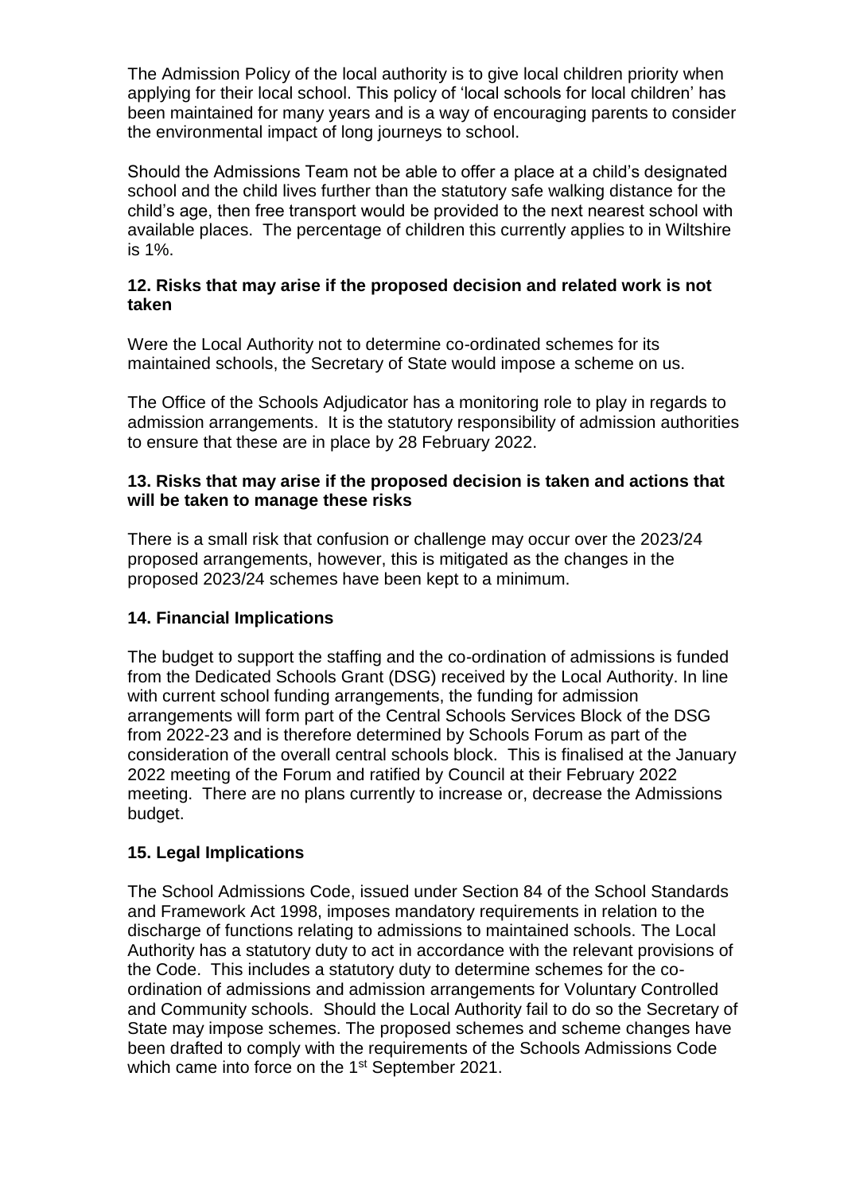The Admission Policy of the local authority is to give local children priority when applying for their local school. This policy of 'local schools for local children' has been maintained for many years and is a way of encouraging parents to consider the environmental impact of long journeys to school.

Should the Admissions Team not be able to offer a place at a child's designated school and the child lives further than the statutory safe walking distance for the child's age, then free transport would be provided to the next nearest school with available places. The percentage of children this currently applies to in Wiltshire is 1%.

**12. Risks that may arise if the proposed decision and related work is not taken**

Were the Local Authority not to determine co-ordinated schemes for its maintained schools, the Secretary of State would impose a scheme on us.

The Office of the Schools Adjudicator has a monitoring role to play in regards to admission arrangements. It is the statutory responsibility of admission authorities to ensure that these are in place by 28 February 2022.

**13. Risks that may arise if the proposed decision is taken and actions that will be taken to manage these risks**

There is a small risk that confusion or challenge may occur over the 2023/24 proposed arrangements, however, this is mitigated as the changes in the proposed 2023/24 schemes have been kept to a minimum.

**14. Financial Implications**

The budget to support the staffing and the co-ordination of admissions is funded from the Dedicated Schools Grant (DSG) received by the Local Authority. In line with current school funding arrangements, the funding for admission arrangements will form part of the Central Schools Services Block of the DSG from 2022-23 and is therefore determined by Schools Forum as part of the consideration of the overall central schools block. This is finalised at the January 2022 meeting of the Forum and ratified by Council at their February 2022 meeting. There are no plans currently to increase or, decrease the Admissions budget.

**15. Legal Implications**

The School Admissions Code, issued under Section 84 of the School Standards and Framework Act 1998, imposes mandatory requirements in relation to the discharge of functions relating to admissions to maintained schools. The Local Authority has a statutory duty to act in accordance with the relevant provisions of the Code. This includes a statutory duty to determine schemes for the co-ordination of admissions and admission arrangements for Voluntary Controlled and Community schools. Should the Local Authority fail to do so the Secretary of State may impose schemes. The proposed schemes and scheme changes have been drafted to comply with the requirements of the Schools Admissions Code which came into force on the 1st September 2021.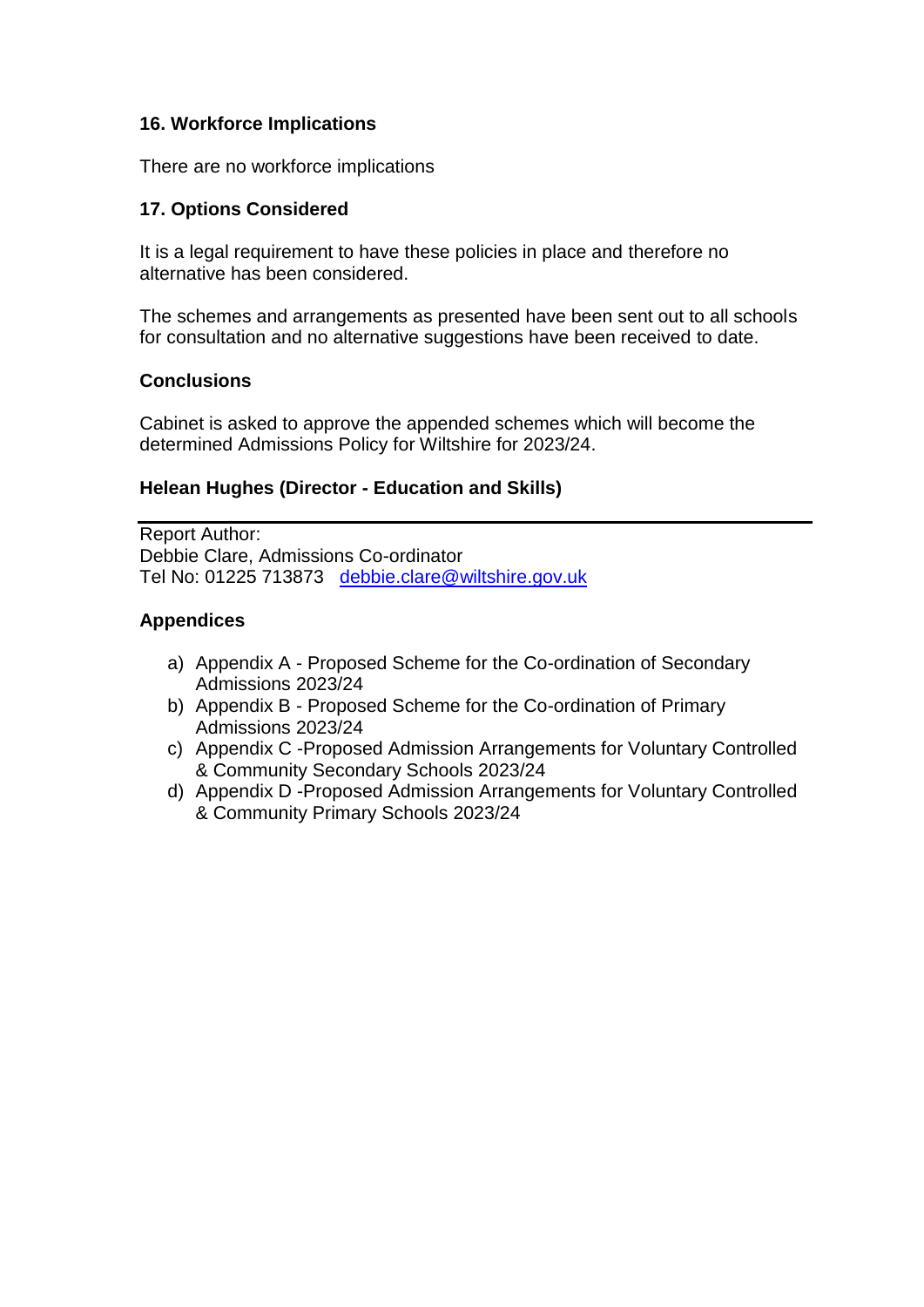**16. Workforce Implications**

There are no workforce implications

**17. Options Considered**

It is a legal requirement to have these policies in place and therefore no alternative has been considered.

The schemes and arrangements as presented have been sent out to all schools for consultation and no alternative suggestions have been received to date.

**Conclusions**

Cabinet is asked to approve the appended schemes which will become the determined Admissions Policy for Wiltshire for 2023/24.

**Helean Hughes (Director - Education and Skills)**

---

Report Author:
Debbie Clare, Admissions Co-ordinator
Tel No: 01225 713873   debbie.clare@wiltshire.gov.uk

**Appendices**

a) Appendix A - Proposed Scheme for the Co-ordination of Secondary Admissions 2023/24
b) Appendix B - Proposed Scheme for the Co-ordination of Primary Admissions 2023/24
c) Appendix C -Proposed Admission Arrangements for Voluntary Controlled & Community Secondary Schools 2023/24
d) Appendix D -Proposed Admission Arrangements for Voluntary Controlled & Community Primary Schools 2023/24